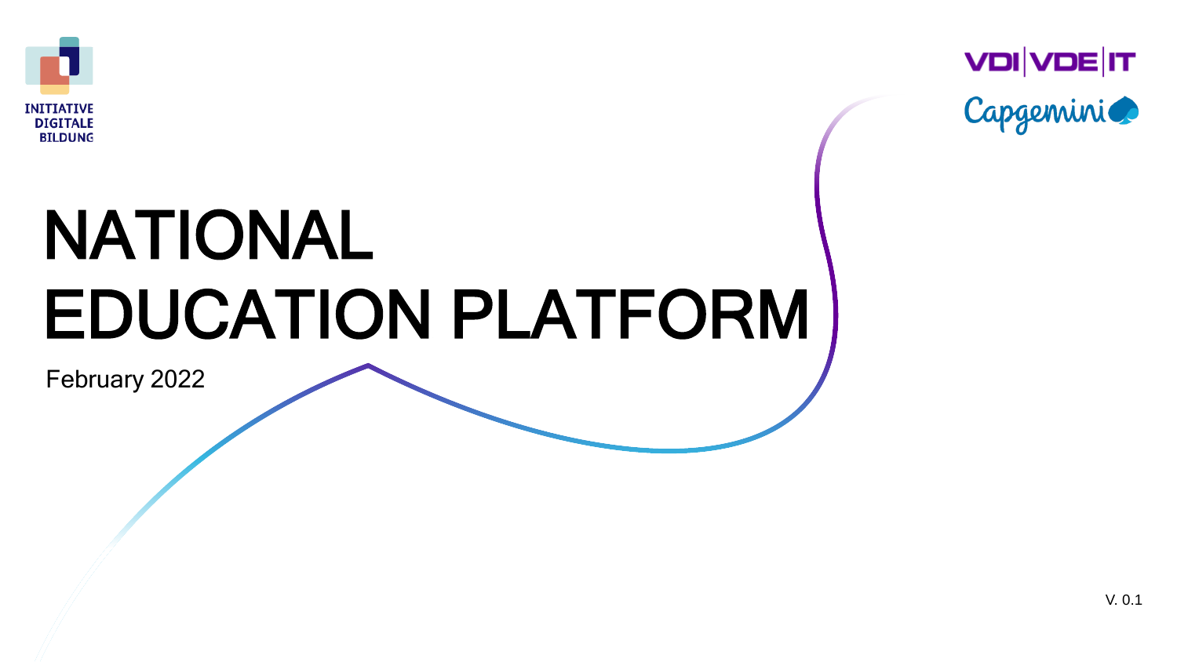INITIATIVE DIGITALE BILDUNG

VDI|VDE|IT

Capgemini

# NATIONAL EDUCATION PLATFORM

February 2022

V. 0.1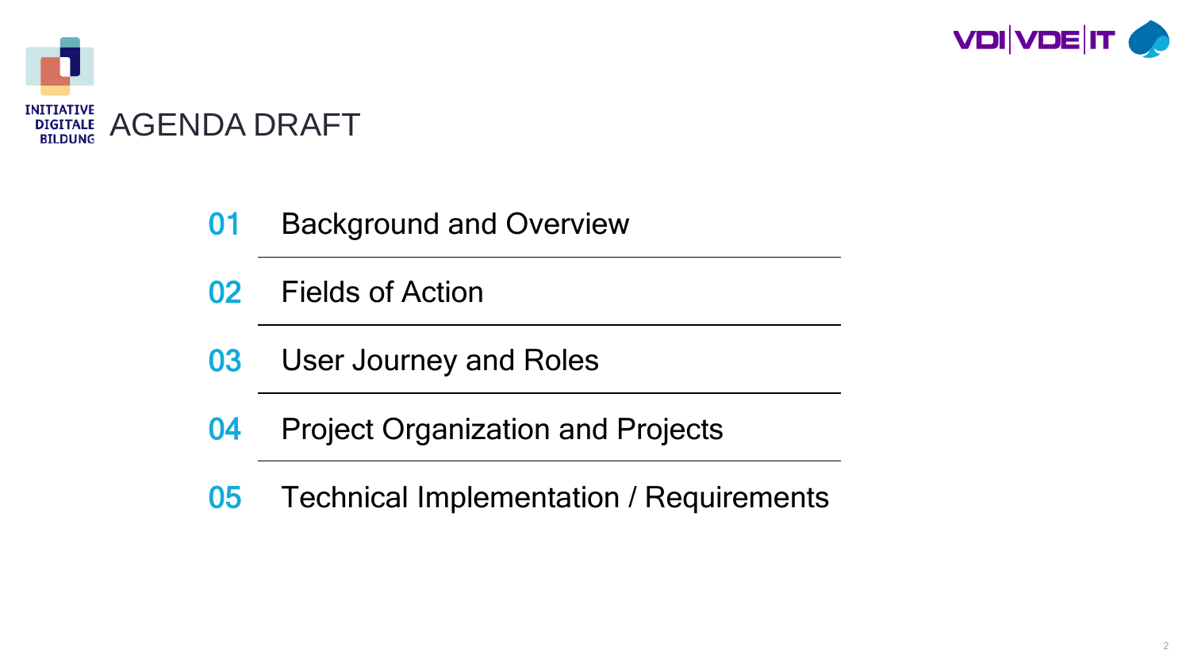# AGENDA DRAFT

01 Background and Overview

02 Fields of Action

03 User Journey and Roles

04 Project Organization and Projects

05 Technical Implementation / Requirements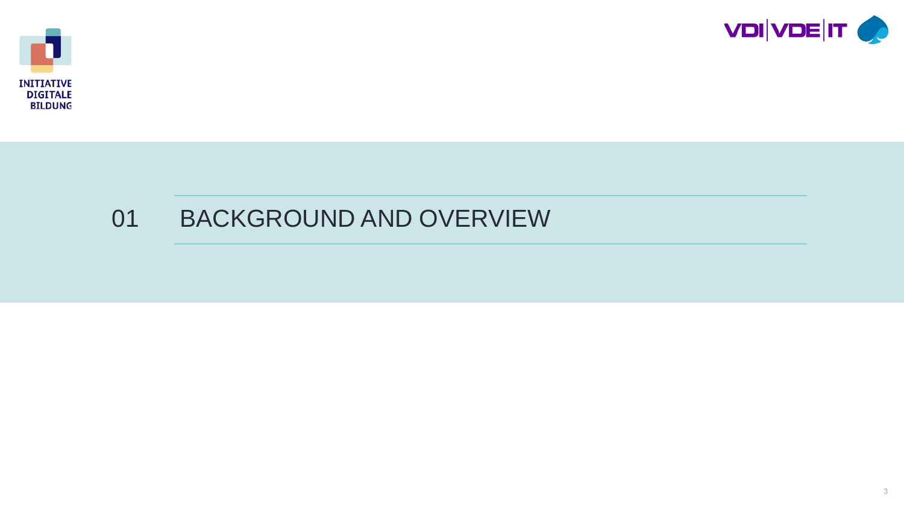# 01 BACKGROUND AND OVERVIEW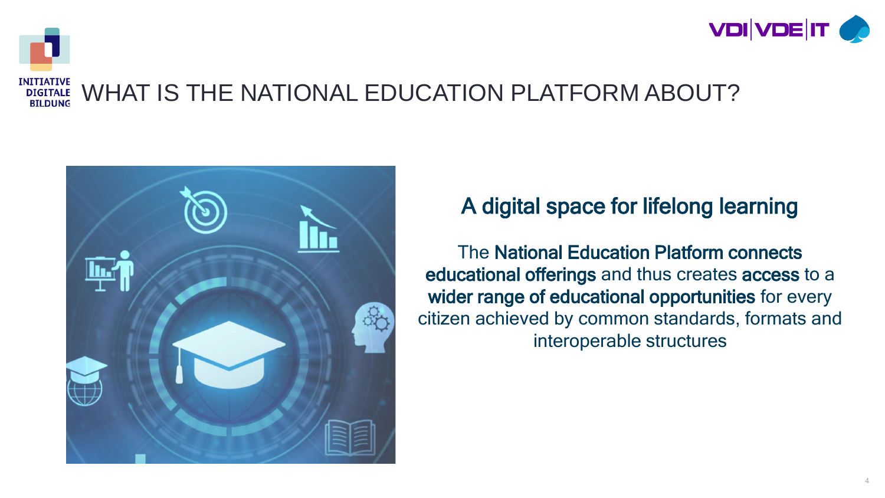# WHAT IS THE NATIONAL EDUCATION PLATFORM ABOUT?

## A digital space for lifelong learning

The **National Education Platform connects educational offerings** and thus creates **access** to a **wider range of educational opportunities** for every citizen achieved by common standards, formats and interoperable structures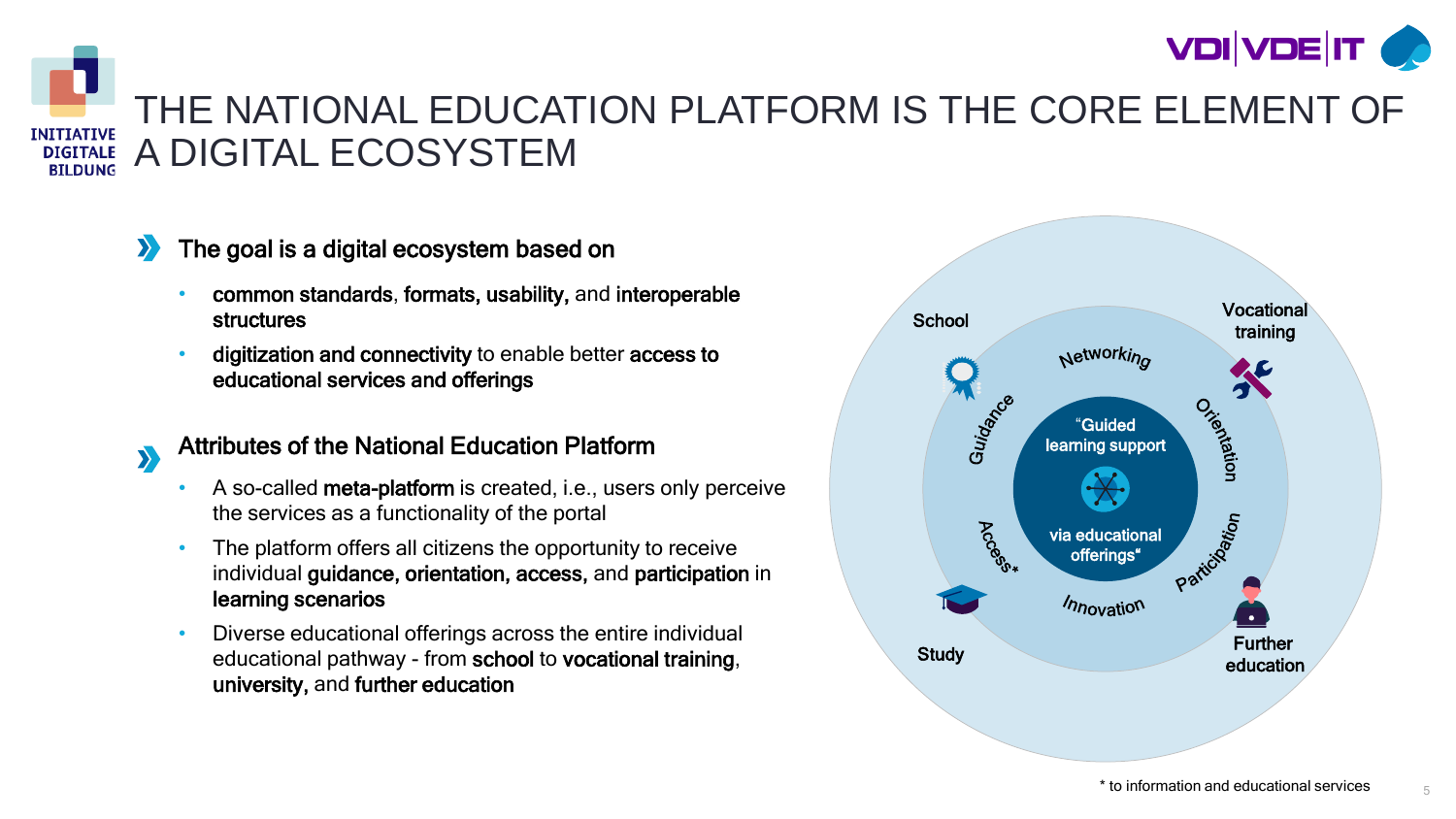# THE NATIONAL EDUCATION PLATFORM IS THE CORE ELEMENT OF A DIGITAL ECOSYSTEM

## The goal is a digital ecosystem based on

- **common standards**, **formats, usability,** and **interoperable structures**
- **digitization and connectivity** to enable better **access to educational services and offerings**

## Attributes of the National Education Platform

- A so-called **meta-platform** is created, i.e., users only perceive the services as a functionality of the portal
- The platform offers all citizens the opportunity to receive individual **guidance, orientation, access,** and **participation** in **learning scenarios**
- Diverse educational offerings across the entire individual educational pathway - from **school** to **vocational training**, **university,** and **further education**

School

Vocational training

Networking

Guidance

Orientation

"Guided learning support via educational offerings"

Access*

Participation

Innovation

Study

Further education

\* to information and educational services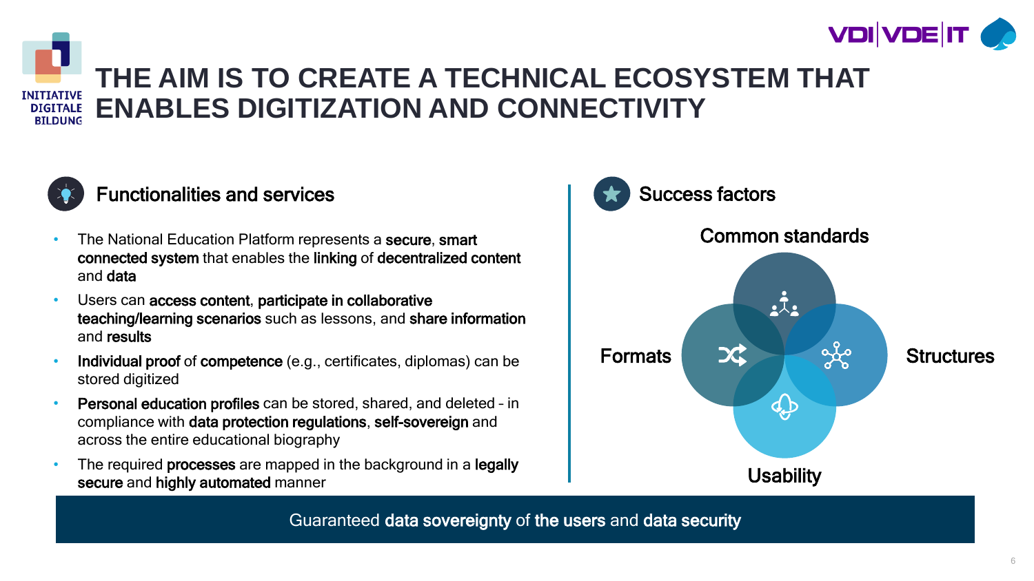# THE AIM IS TO CREATE A TECHNICAL ECOSYSTEM THAT ENABLES DIGITIZATION AND CONNECTIVITY

## Functionalities and services

- The National Education Platform represents a **secure**, **smart connected system** that enables the **linking** of **decentralized content** and **data**
- Users can **access content**, **participate in collaborative teaching/learning scenarios** such as lessons, and **share information** and **results**
- **Individual proof** of **competence** (e.g., certificates, diplomas) can be stored digitized
- **Personal education profiles** can be stored, shared, and deleted – in compliance with **data protection regulations**, **self-sovereign** and across the entire educational biography
- The required **processes** are mapped in the background in a **legally secure** and **highly automated** manner

## Success factors

Common standards

Formats

Structures

Usability

Guaranteed **data sovereignty** of **the users** and **data security**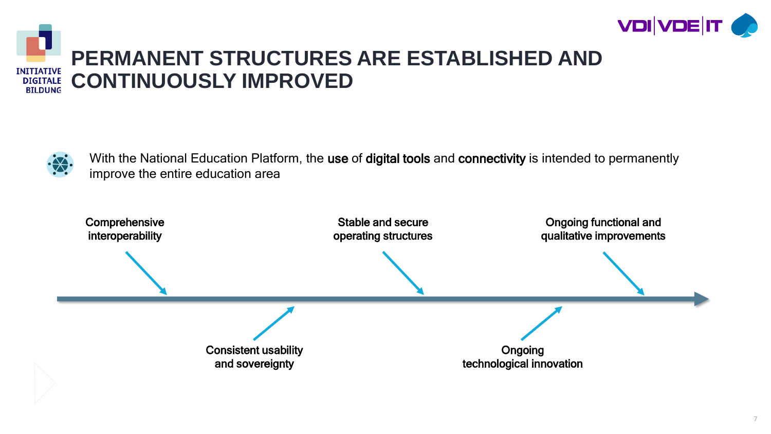# PERMANENT STRUCTURES ARE ESTABLISHED AND CONTINUOUSLY IMPROVED

With the National Education Platform, the **use** of **digital tools** and **connectivity** is intended to permanently improve the entire education area

- Comprehensive interoperability
- Consistent usability and sovereignty
- Stable and secure operating structures
- Ongoing technological innovation
- Ongoing functional and qualitative improvements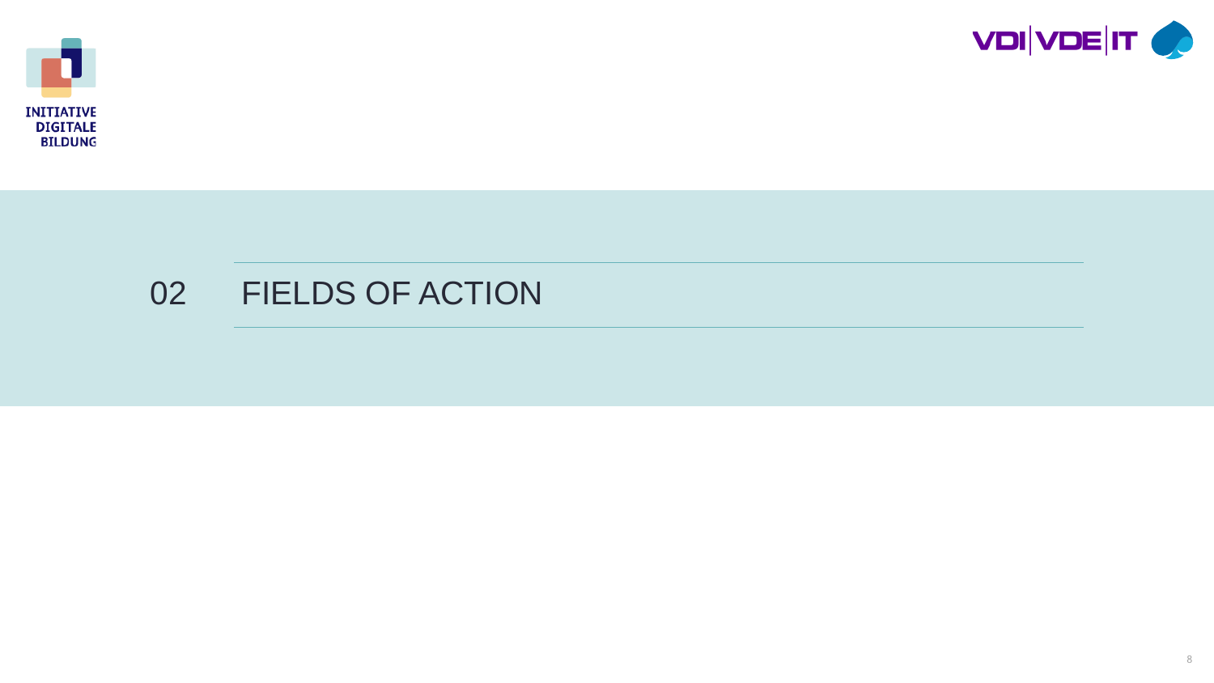# 02 FIELDS OF ACTION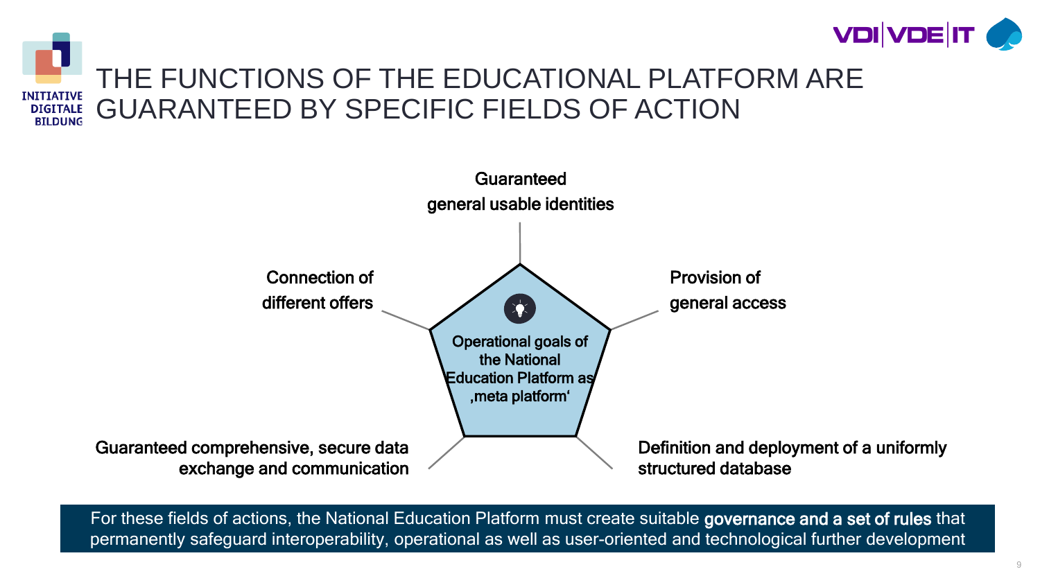# THE FUNCTIONS OF THE EDUCATIONAL PLATFORM ARE GUARANTEED BY SPECIFIC FIELDS OF ACTION

Operational goals of the National Education Platform as ‚meta platform'

- Guaranteed general usable identities
- Provision of general access
- Definition and deployment of a uniformly structured database
- Guaranteed comprehensive, secure data exchange and communication
- Connection of different offers

For these fields of actions, the National Education Platform must create suitable **governance and a set of rules** that permanently safeguard interoperability, operational as well as user-oriented and technological further development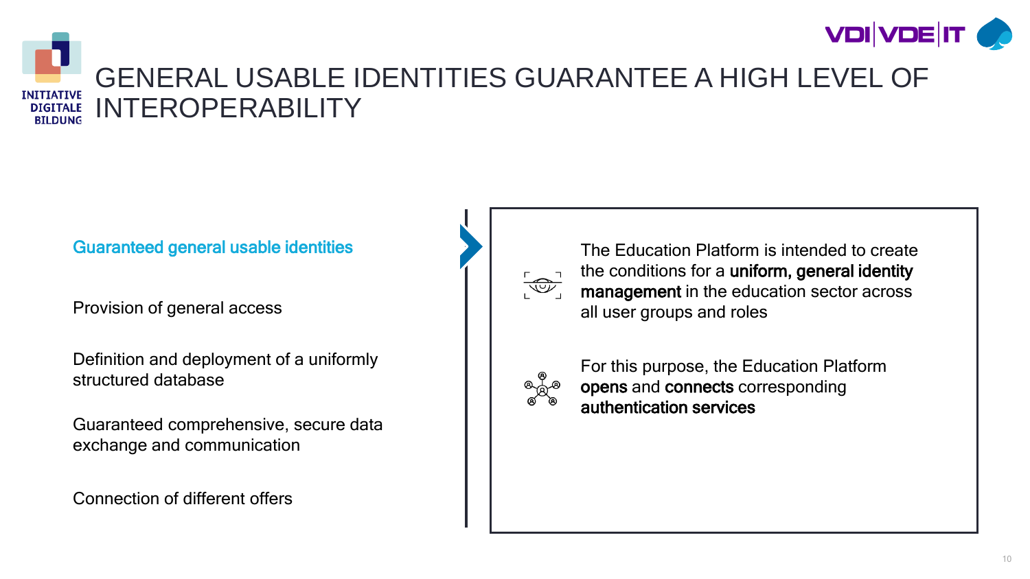# GENERAL USABLE IDENTITIES GUARANTEE A HIGH LEVEL OF INTEROPERABILITY

**Guaranteed general usable identities**

Provision of general access

Definition and deployment of a uniformly structured database

Guaranteed comprehensive, secure data exchange and communication

Connection of different offers

The Education Platform is intended to create the conditions for a **uniform, general identity management** in the education sector across all user groups and roles

For this purpose, the Education Platform **opens** and **connects** corresponding **authentication services**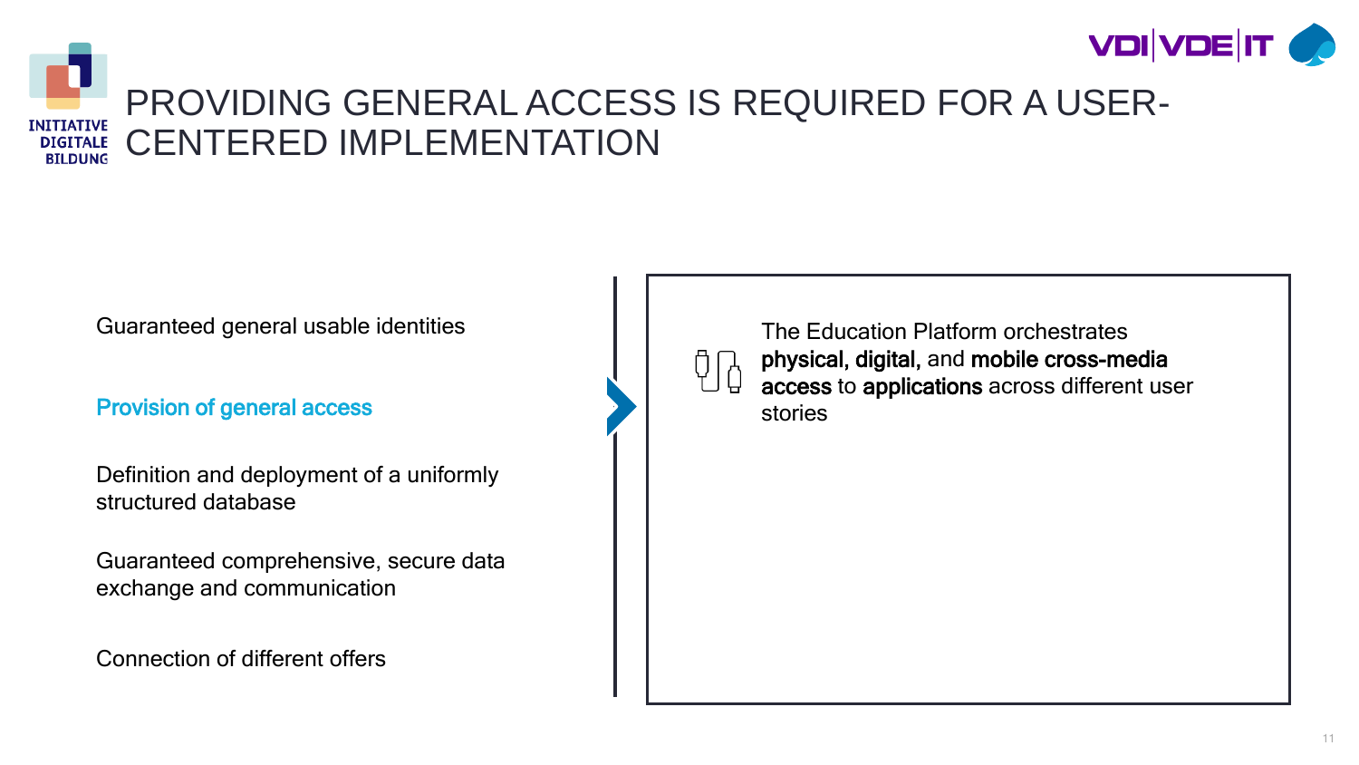# PROVIDING GENERAL ACCESS IS REQUIRED FOR A USER-CENTERED IMPLEMENTATION

- Guaranteed general usable identities
- **Provision of general access**
- Definition and deployment of a uniformly structured database
- Guaranteed comprehensive, secure data exchange and communication
- Connection of different offers

The Education Platform orchestrates **physical**, **digital**, and **mobile cross-media access** to **applications** across different user stories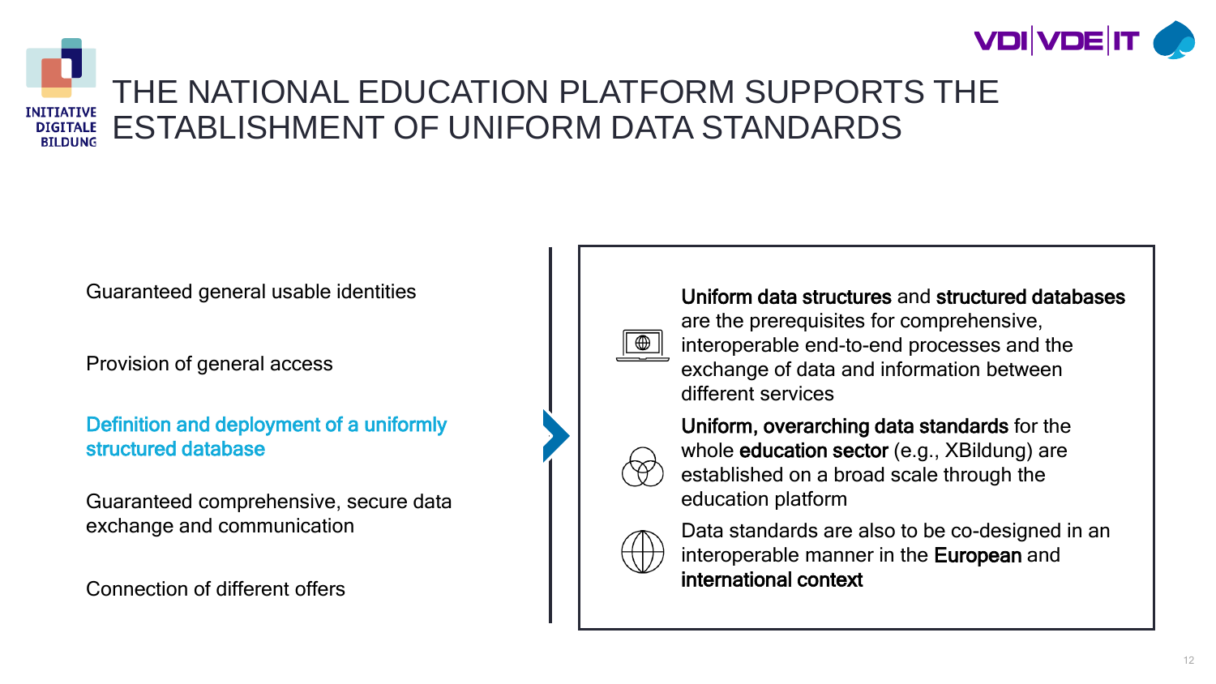# THE NATIONAL EDUCATION PLATFORM SUPPORTS THE ESTABLISHMENT OF UNIFORM DATA STANDARDS

- Guaranteed general usable identities
- Provision of general access
- **Definition and deployment of a uniformly structured database**
- Guaranteed comprehensive, secure data exchange and communication
- Connection of different offers

**Uniform data structures** and **structured databases** are the prerequisites for comprehensive, interoperable end-to-end processes and the exchange of data and information between different services

**Uniform, overarching data standards** for the whole **education sector** (e.g., XBildung) are established on a broad scale through the education platform

Data standards are also to be co-designed in an interoperable manner in the **European** and **international context**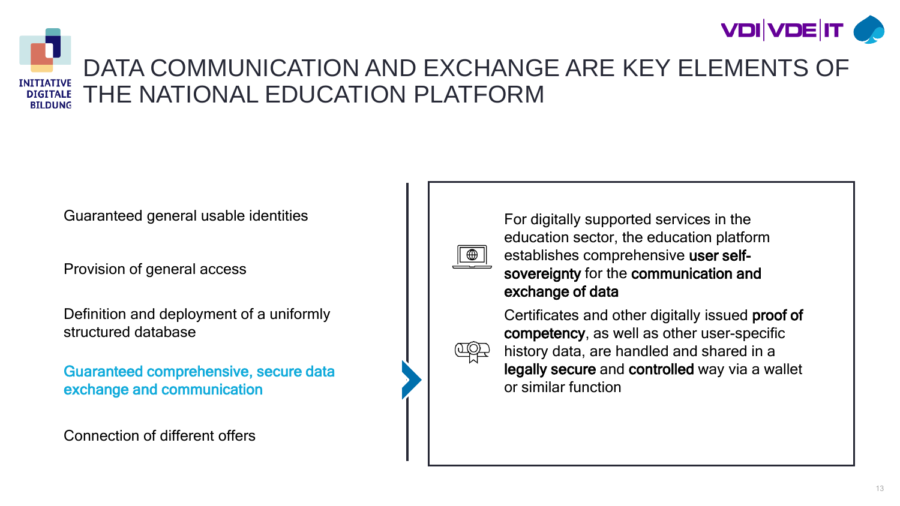# DATA COMMUNICATION AND EXCHANGE ARE KEY ELEMENTS OF THE NATIONAL EDUCATION PLATFORM

Guaranteed general usable identities

Provision of general access

Definition and deployment of a uniformly structured database

**Guaranteed comprehensive, secure data exchange and communication**

Connection of different offers

For digitally supported services in the education sector, the education platform establishes comprehensive **user self-sovereignty** for the **communication and exchange of data**

Certificates and other digitally issued **proof of competency**, as well as other user-specific history data, are handled and shared in a **legally secure** and **controlled** way via a wallet or similar function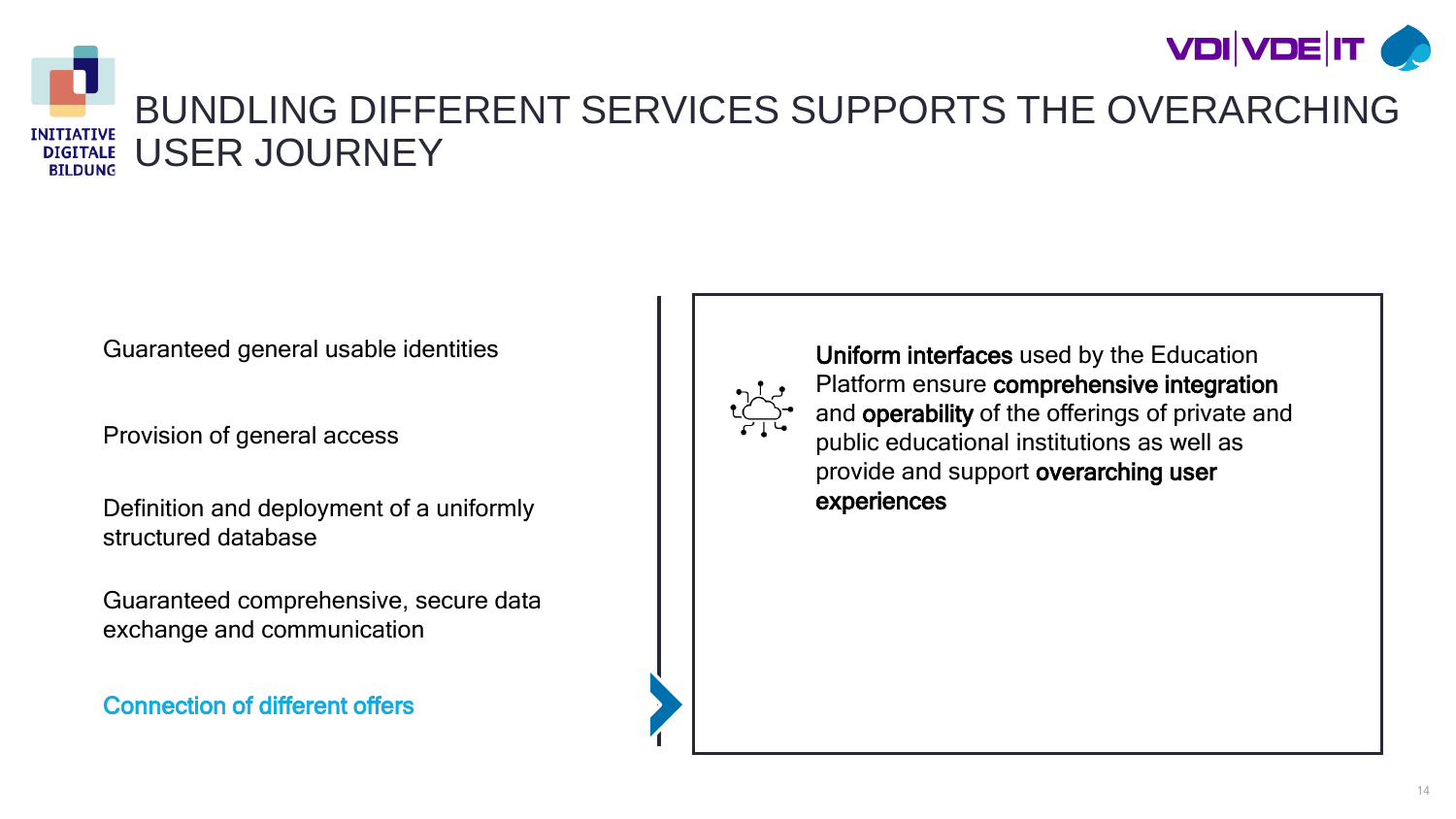# BUNDLING DIFFERENT SERVICES SUPPORTS THE OVERARCHING USER JOURNEY

Guaranteed general usable identities

Provision of general access

Definition and deployment of a uniformly structured database

Guaranteed comprehensive, secure data exchange and communication

**Connection of different offers**

**Uniform interfaces** used by the Education Platform ensure **comprehensive integration** and **operability** of the offerings of private and public educational institutions as well as provide and support **overarching user experiences**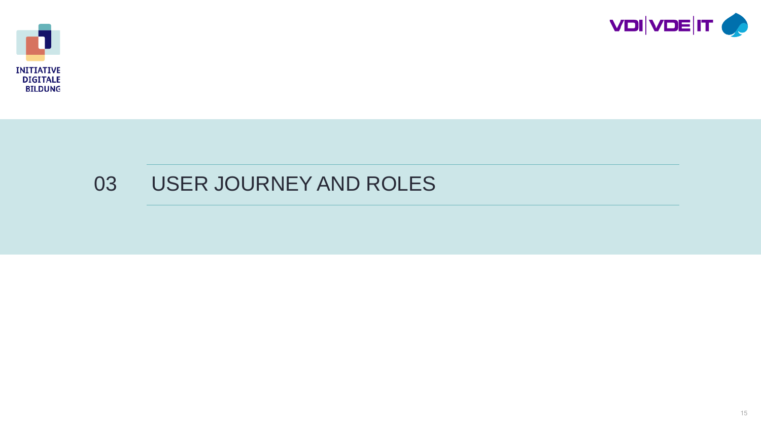# 03 USER JOURNEY AND ROLES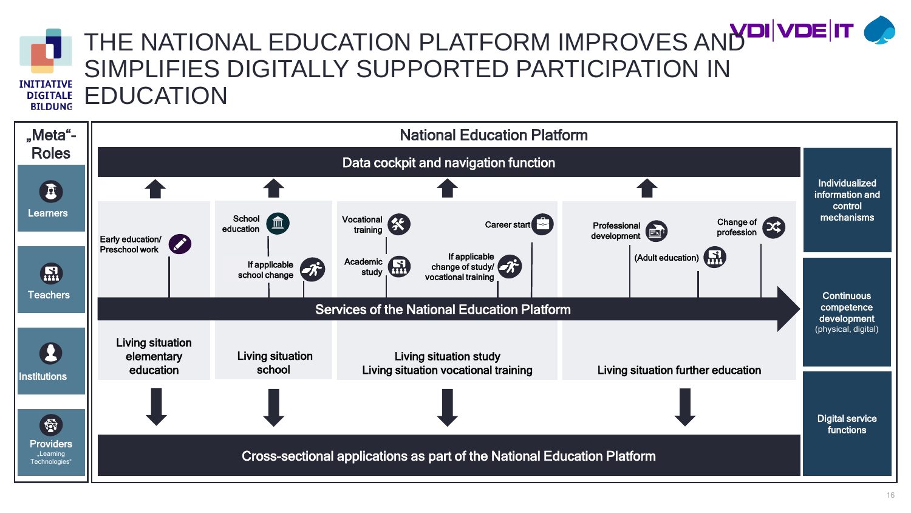# THE NATIONAL EDUCATION PLATFORM IMPROVES AND SIMPLIFIES DIGITALLY SUPPORTED PARTICIPATION IN EDUCATION

INITIATIVE DIGITALE BILDUNG

VDI|VDE|IT

## „Meta"-Roles

- Learners
- Teachers
- Institutions
- Providers „Learning Technologies"

## National Education Platform

**Data cockpit and navigation function**

- Early education/ Preschool work
- School education
- If applicable school change
- Vocational training
- Academic study
- Career start
- If applicable change of study/ vocational training
- Professional development
- (Adult education)
- Change of profession

**Services of the National Education Platform**

- Living situation elementary education
- Living situation school
- Living situation study / Living situation vocational training
- Living situation further education

**Cross-sectional applications as part of the National Education Platform**

- Individualized information and control mechanisms
- Continuous competence development (physical, digital)
- Digital service functions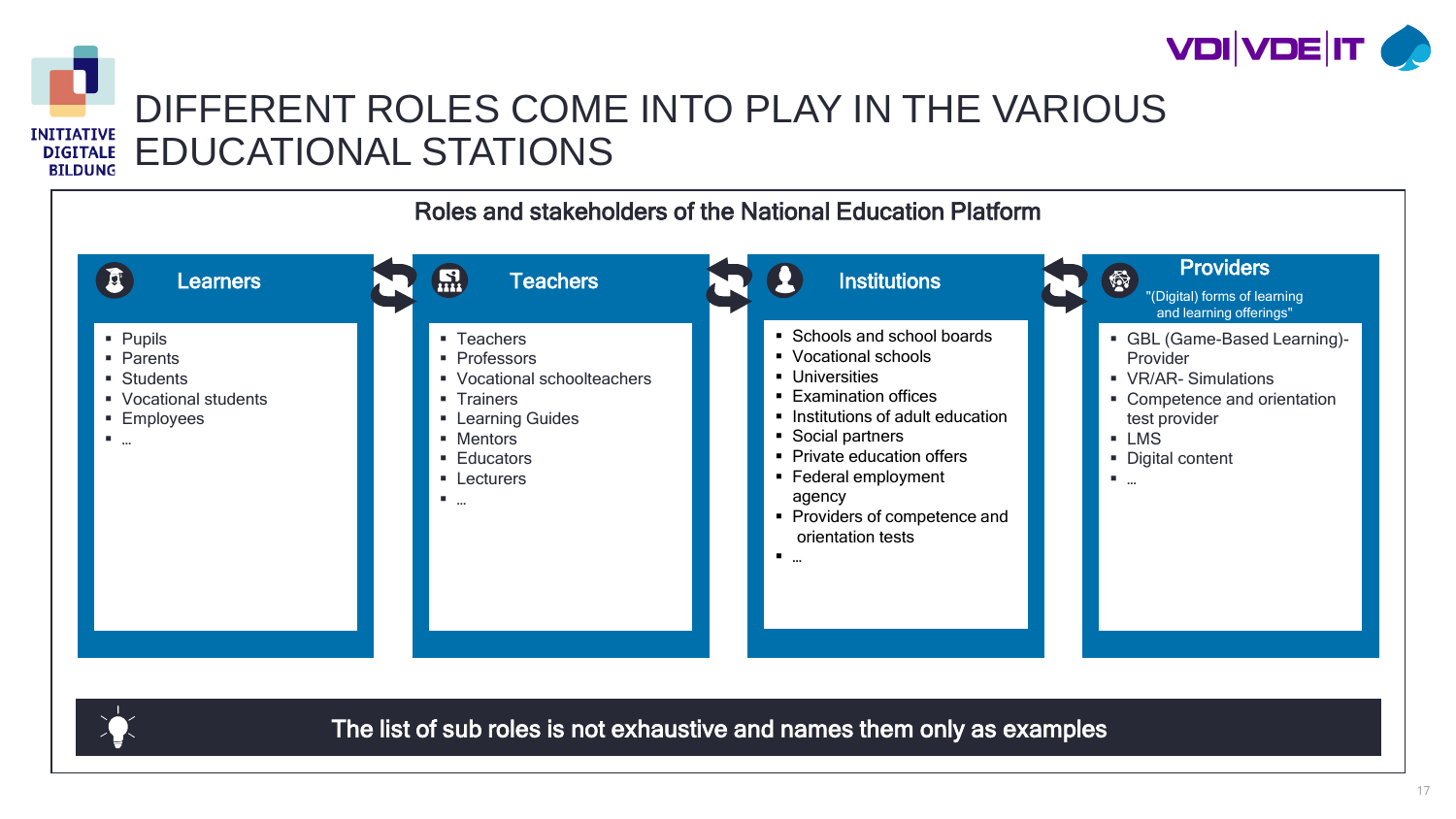# DIFFERENT ROLES COME INTO PLAY IN THE VARIOUS EDUCATIONAL STATIONS

## Roles and stakeholders of the National Education Platform

### Learners

- Pupils
- Parents
- Students
- Vocational students
- Employees
- …

### Teachers

- Teachers
- Professors
- Vocational schoolteachers
- Trainers
- Learning Guides
- Mentors
- Educators
- Lecturers
- …

### Institutions

- Schools and school boards
- Vocational schools
- Universities
- Examination offices
- Institutions of adult education
- Social partners
- Private education offers
- Federal employment agency
- Providers of competence and orientation tests
- …

### Providers

"(Digital) forms of learning and learning offerings"

- GBL (Game-Based Learning)-Provider
- VR/AR- Simulations
- Competence and orientation test provider
- LMS
- Digital content
- …

**The list of sub roles is not exhaustive and names them only as examples**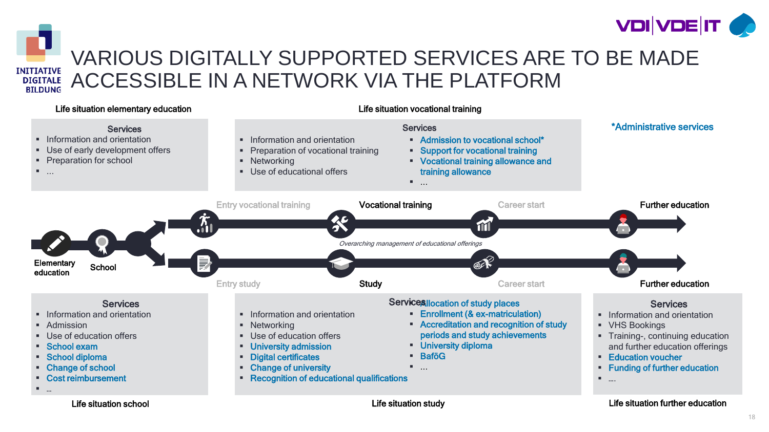# VARIOUS DIGITALLY SUPPORTED SERVICES ARE TO BE MADE ACCESSIBLE IN A NETWORK VIA THE PLATFORM

## Life situation elementary education

**Services**

- Information and orientation
- Use of early development offers
- Preparation for school
- ...

## Life situation vocational training

**Services**

- Information and orientation
- Preparation of vocational training
- Networking
- Use of educational offers
- Admission to vocational school*
- Support for vocational training
- Vocational training allowance and training allowance
- ...

*Administrative services

Entry vocational training – Vocational training – Career start – Further education

Elementary education – School

*Overarching management of educational offerings*

Entry study – Study – Career start – Further education

## Life situation school

**Services**

- Information and orientation
- Admission
- Use of education offers
- School exam
- School diploma
- Change of school
- Cost reimbursement
- ...

## Life situation study

**Services**

- Information and orientation
- Networking
- Use of education offers
- University admission
- Digital certificates
- Change of university
- Recognition of educational qualifications
- Allocation of study places
- Enrollment (& ex-matriculation)
- Accreditation and recognition of study periods and study achievements
- University diploma
- BaföG
- ...

## Life situation further education

**Services**

- Information and orientation
- VHS Bookings
- Training-, continuing education and further education offerings
- Education voucher
- Funding of further education
- ....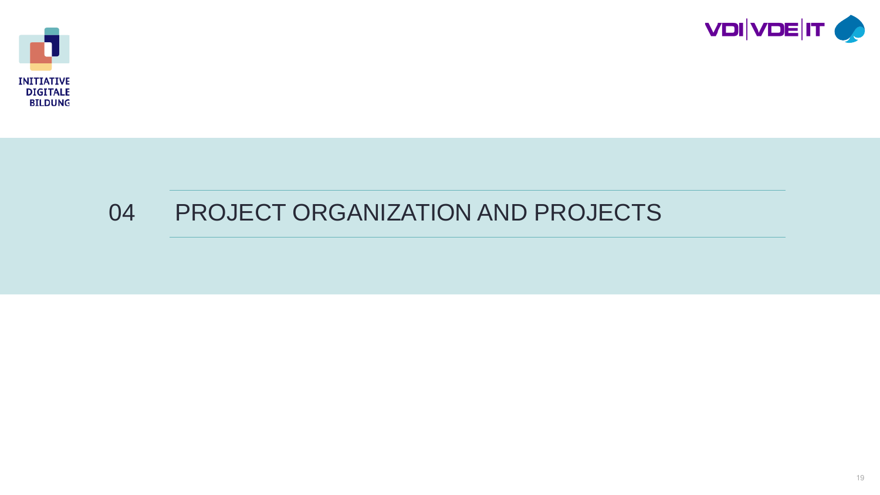# 04 PROJECT ORGANIZATION AND PROJECTS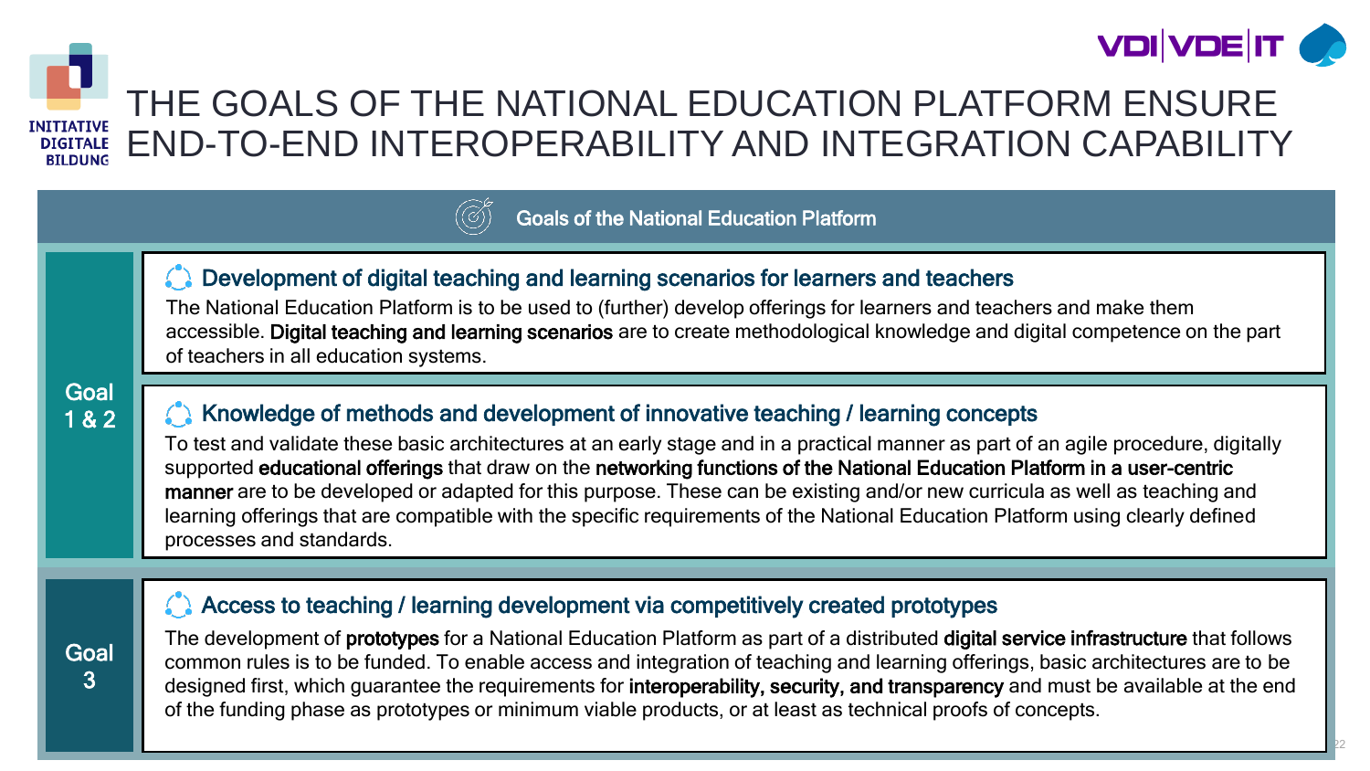# THE GOALS OF THE NATIONAL EDUCATION PLATFORM ENSURE END-TO-END INTEROPERABILITY AND INTEGRATION CAPABILITY

## Goals of the National Education Platform

**Goal 1 & 2**

### Development of digital teaching and learning scenarios for learners and teachers

The National Education Platform is to be used to (further) develop offerings for learners and teachers and make them accessible. **Digital teaching and learning scenarios** are to create methodological knowledge and digital competence on the part of teachers in all education systems.

### Knowledge of methods and development of innovative teaching / learning concepts

To test and validate these basic architectures at an early stage and in a practical manner as part of an agile procedure, digitally supported **educational offerings** that draw on the **networking functions of the National Education Platform in a user-centric manner** are to be developed or adapted for this purpose. These can be existing and/or new curricula as well as teaching and learning offerings that are compatible with the specific requirements of the National Education Platform using clearly defined processes and standards.

**Goal 3**

### Access to teaching / learning development via competitively created prototypes

The development of **prototypes** for a National Education Platform as part of a distributed **digital service infrastructure** that follows common rules is to be funded. To enable access and integration of teaching and learning offerings, basic architectures are to be designed first, which guarantee the requirements for **interoperability, security, and transparency** and must be available at the end of the funding phase as prototypes or minimum viable products, or at least as technical proofs of concepts.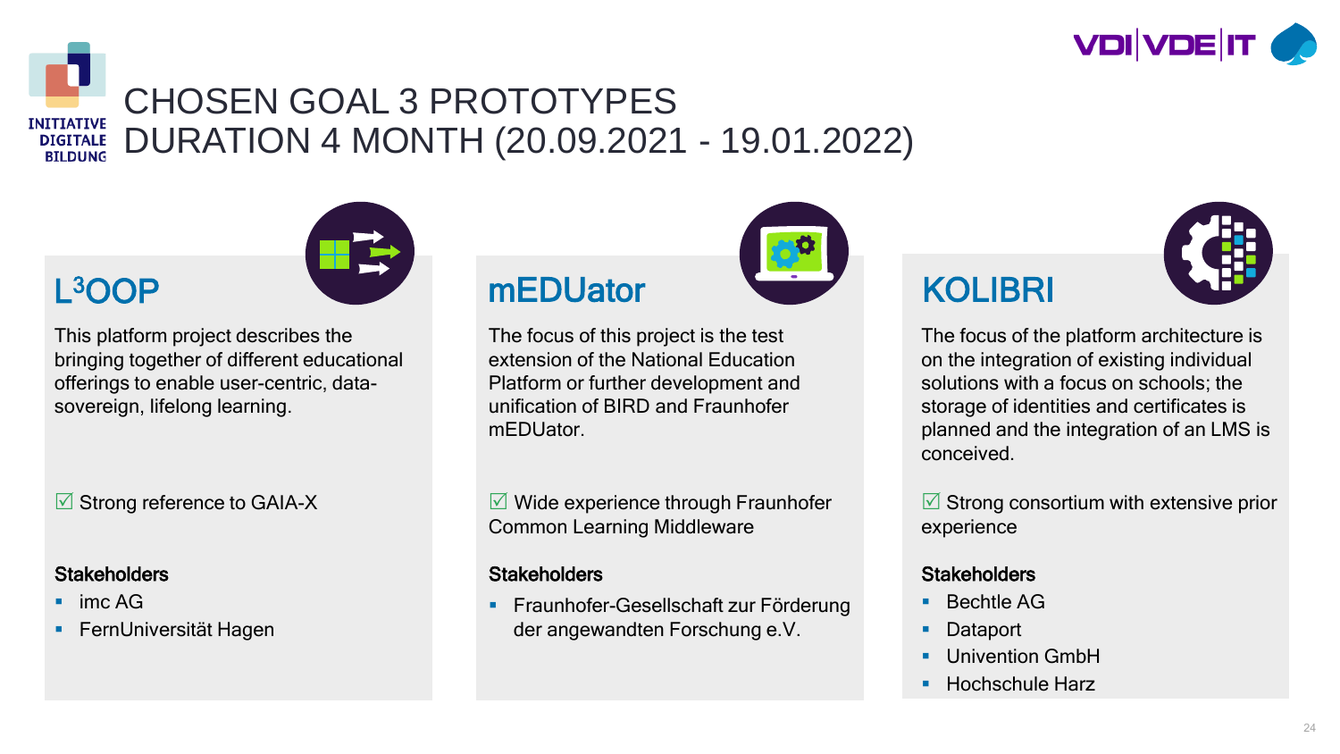# CHOSEN GOAL 3 PROTOTYPES DURATION 4 MONTH (20.09.2021 - 19.01.2022)

## L³OOP

This platform project describes the bringing together of different educational offerings to enable user-centric, data-sovereign, lifelong learning.

☑ Strong reference to GAIA-X

**Stakeholders**

- imc AG
- FernUniversität Hagen

## mEDUator

The focus of this project is the test extension of the National Education Platform or further development and unification of BIRD and Fraunhofer mEDUator.

☑ Wide experience through Fraunhofer Common Learning Middleware

**Stakeholders**

- Fraunhofer-Gesellschaft zur Förderung der angewandten Forschung e.V.

## KOLIBRI

The focus of the platform architecture is on the integration of existing individual solutions with a focus on schools; the storage of identities and certificates is planned and the integration of an LMS is conceived.

☑ Strong consortium with extensive prior experience

**Stakeholders**

- Bechtle AG
- Dataport
- Univention GmbH
- Hochschule Harz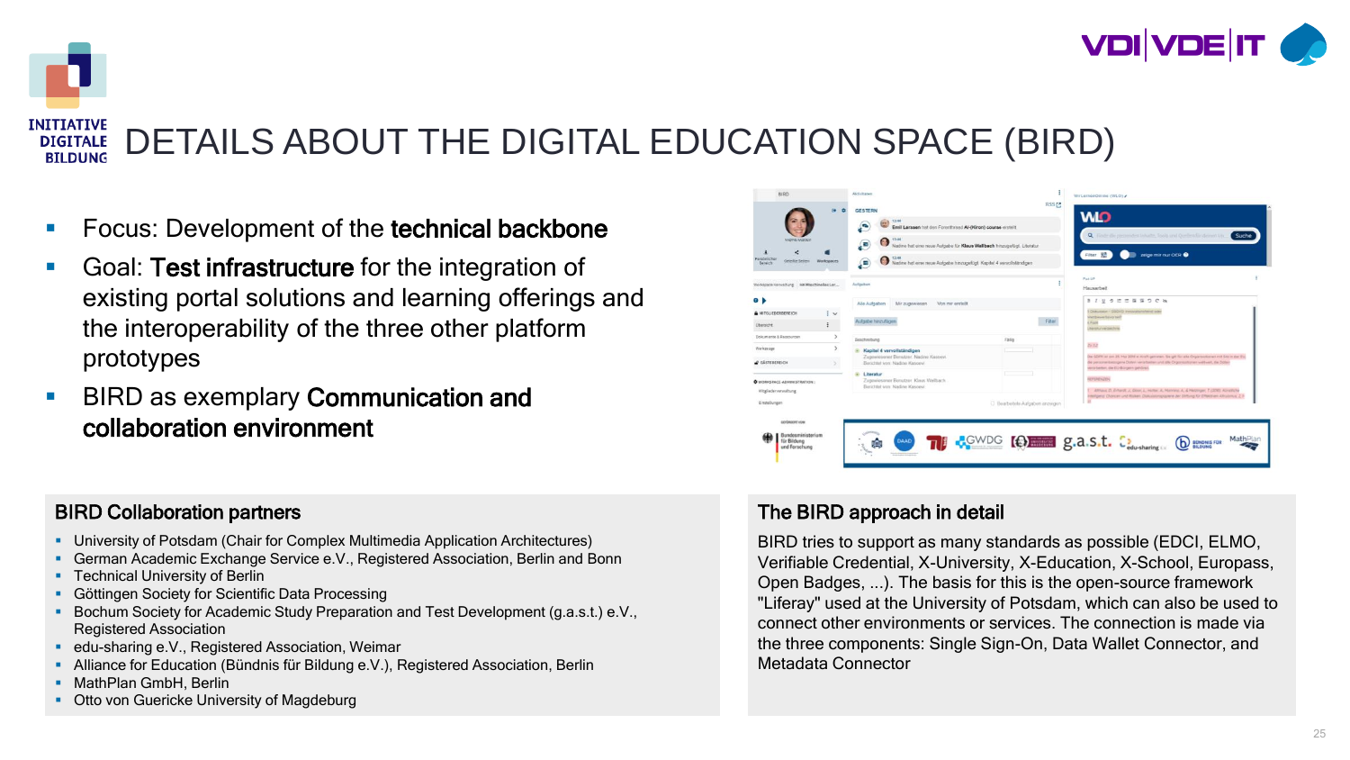# DETAILS ABOUT THE DIGITAL EDUCATION SPACE (BIRD)

- Focus: Development of the **technical backbone**
- Goal: **Test infrastructure** for the integration of existing portal solutions and learning offerings and the interoperability of the three other platform prototypes
- BIRD as exemplary **Communication and collaboration environment**

## BIRD Collaboration partners

- University of Potsdam (Chair for Complex Multimedia Application Architectures)
- German Academic Exchange Service e.V., Registered Association, Berlin and Bonn
- Technical University of Berlin
- Göttingen Society for Scientific Data Processing
- Bochum Society for Academic Study Preparation and Test Development (g.a.s.t.) e.V., Registered Association
- edu-sharing e.V., Registered Association, Weimar
- Alliance for Education (Bündnis für Bildung e.V.), Registered Association, Berlin
- MathPlan GmbH, Berlin
- Otto von Guericke University of Magdeburg

## The BIRD approach in detail

BIRD tries to support as many standards as possible (EDCI, ELMO, Verifiable Credential, X-University, X-Education, X-School, Europass, Open Badges, ...). The basis for this is the open-source framework "Liferay" used at the University of Potsdam, which can also be used to connect other environments or services. The connection is made via the three components: Single Sign-On, Data Wallet Connector, and Metadata Connector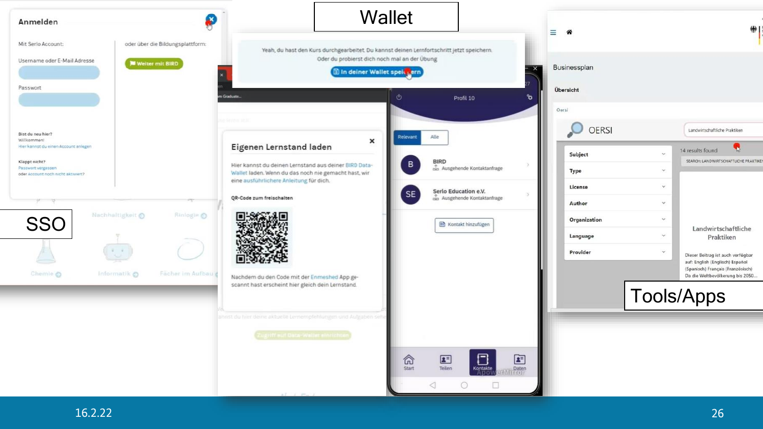Wallet

SSO

Tools/Apps

**Anmelden**

Mit Serlo Account:

Username oder E-Mail Adresse

Passwort

Bist du neu hier?
Willkommen!
Hier kannst du einen Account anlegen

Klappt nicht?
Passwort vergessen
oder Account noch nicht aktiviert?

oder über die Bildungsplattform:

Weiter mit BIRD

Yeah, du hast den Kurs durchgearbeitet. Du kannst deinen Lernfortschritt jetzt speichern.
Oder du probierst dich noch mal an der Übung

In deiner Wallet speichern

**Eigenen Lernstand laden**

Hier kannst du deinen Lernstand aus deiner BIRD Data-Wallet laden. Wenn du das noch nie gemacht hast, wir eine ausführlichere Anleitung für dich.

**QR-Code zum freischalten**

Nachdem du den Code mit der Enmeshed App gescannt hast erscheint hier gleich dein Lernstand.

Profil 10

Relevant | Alle

BIRD
Ausgehende Kontaktanfrage

Serlo Education e.V.
Ausgehende Kontaktanfrage

Kontakt hinzufügen

Start | Teilen | Kontakte | Daten

Businessplan

Übersicht

OERSI

Landwirtschaftliche Praktiken

14 results found

SEARCH: LANDWIRTSCHAFTLICHE PRAKTIKEN

Subject
Type
License
Author
Organization
Language
Provider

Landwirtschaftliche Praktiken

Dieser Beitrag ist auch verfügbar auf: English (Englisch) Español (Spanisch) Français (Französisch) Da die Weltbevölkerung bis 2050...

16.2.22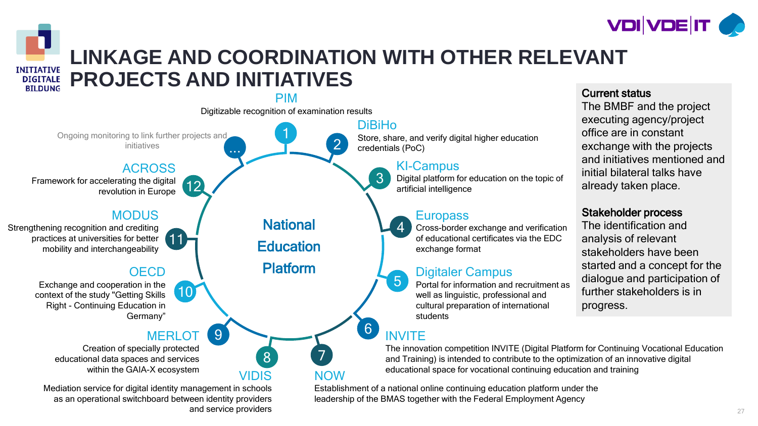# LINKAGE AND COORDINATION WITH OTHER RELEVANT PROJECTS AND INITIATIVES

## National Education Platform

1. **PIM** – Digitizable recognition of examination results
2. **DiBiHo** – Store, share, and verify digital higher education credentials (PoC)
3. **KI-Campus** – Digital platform for education on the topic of artificial intelligence
4. **Europass** – Cross-border exchange and verification of educational certificates via the EDC exchange format
5. **Digitaler Campus** – Portal for information and recruitment as well as linguistic, professional and cultural preparation of international students
6. **INVITE** – The innovation competition INVITE (Digital Platform for Continuing Vocational Education and Training) is intended to contribute to the optimization of an innovative digital educational space for vocational continuing education and training
7. **NOW** – Establishment of a national online continuing education platform under the leadership of the BMAS together with the Federal Employment Agency
8. **VIDIS** – Mediation service for digital identity management in schools as an operational switchboard between identity providers and service providers
9. **MERLOT** – Creation of specially protected educational data spaces and services within the GAIA-X ecosystem
10. **OECD** – Exchange and cooperation in the context of the study "Getting Skills Right - Continuing Education in Germany”
11. **MODUS** – Strengthening recognition and crediting practices at universities for better mobility and interchangeability
12. **ACROSS** – Framework for accelerating the digital revolution in Europe

... Ongoing monitoring to link further projects and initiatives

**Current status**
The BMBF and the project executing agency/project office are in constant exchange with the projects and initiatives mentioned and initial bilateral talks have already taken place.

**Stakeholder process**
The identification and analysis of relevant stakeholders have been started and a concept for the dialogue and participation of further stakeholders is in progress.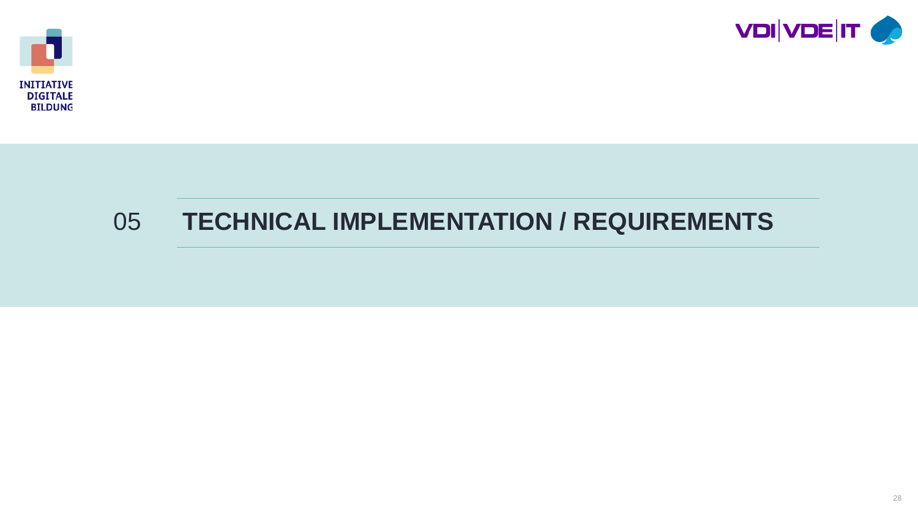# 05 TECHNICAL IMPLEMENTATION / REQUIREMENTS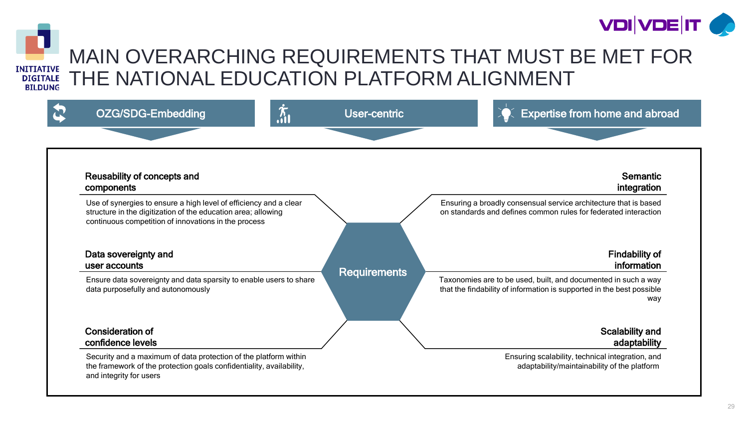# MAIN OVERARCHING REQUIREMENTS THAT MUST BE MET FOR THE NATIONAL EDUCATION PLATFORM ALIGNMENT

**OZG/SDG-Embedding** | **User-centric** | **Expertise from home and abroad**

**Requirements**

### Reusability of concepts and components

Use of synergies to ensure a high level of efficiency and a clear structure in the digitization of the education area; allowing continuous competition of innovations in the process

### Data sovereignty and user accounts

Ensure data sovereignty and data sparsity to enable users to share data purposefully and autonomously

### Consideration of confidence levels

Security and a maximum of data protection of the platform within the framework of the protection goals confidentiality, availability, and integrity for users

### Semantic integration

Ensuring a broadly consensual service architecture that is based on standards and defines common rules for federated interaction

### Findability of information

Taxonomies are to be used, built, and documented in such a way that the findability of information is supported in the best possible way

### Scalability and adaptability

Ensuring scalability, technical integration, and adaptability/maintainability of the platform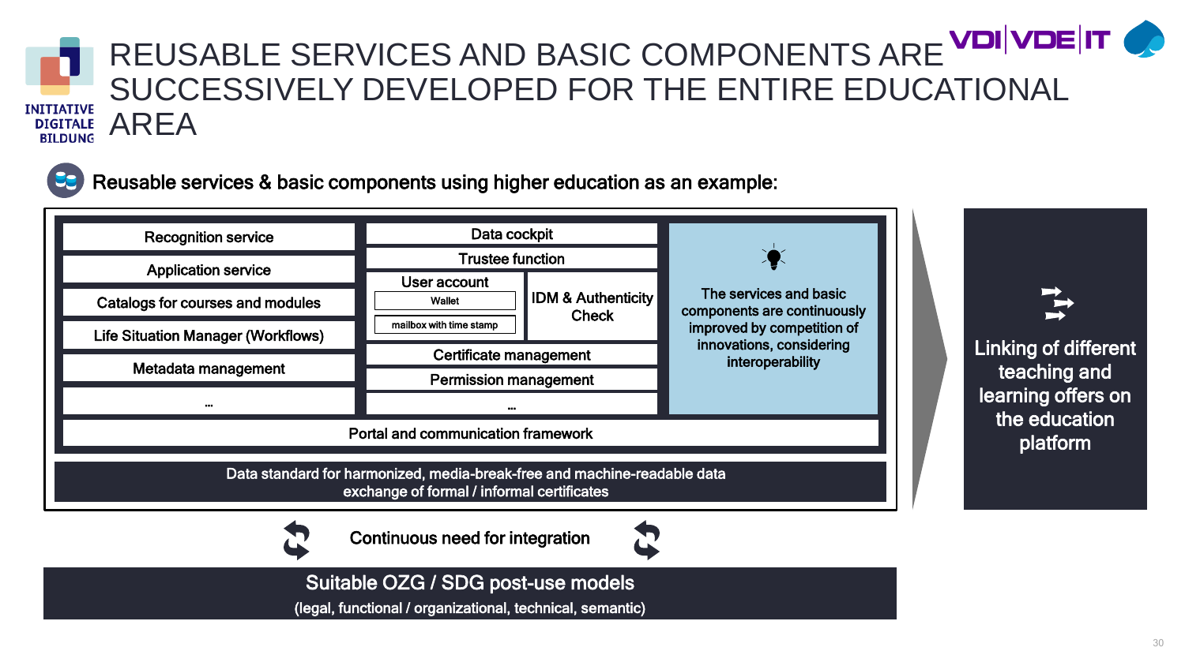# REUSABLE SERVICES AND BASIC COMPONENTS ARE SUCCESSIVELY DEVELOPED FOR THE ENTIRE EDUCATIONAL AREA

INITIATIVE DIGITALE BILDUNG

**Reusable services & basic components using higher education as an example:**

- Recognition service
- Application service
- Catalogs for courses and modules
- Life Situation Manager (Workflows)
- Metadata management
- ...

- Data cockpit
- Trustee function
- User account
  - Wallet
  - mailbox with time stamp
- IDM & Authenticity Check
- Certificate management
- Permission management
- ...

The services and basic components are continuously improved by competition of innovations, considering interoperability

Portal and communication framework

Data standard for harmonized, media-break-free and machine-readable data exchange of formal / informal certificates

Linking of different teaching and learning offers on the education platform

Continuous need for integration

**Suitable OZG / SDG post-use models**

(legal, functional / organizational, technical, semantic)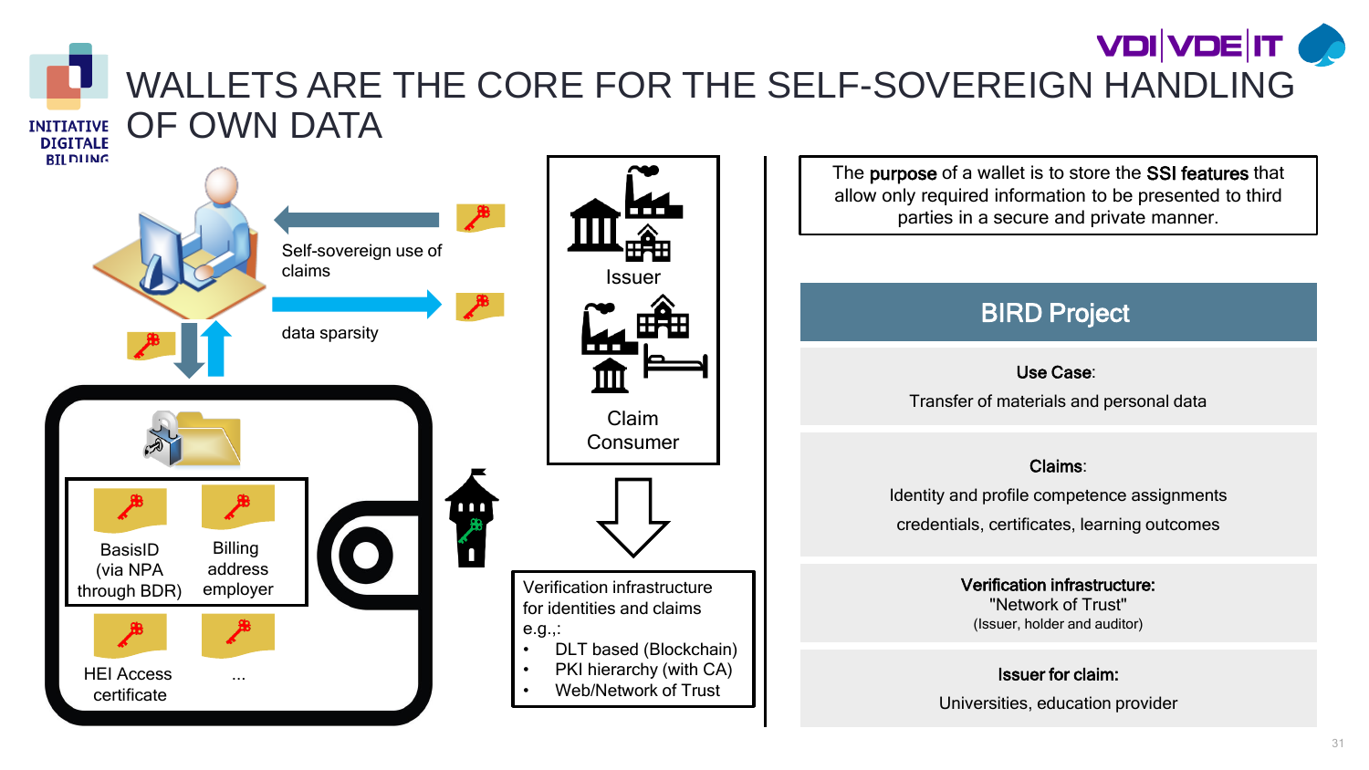# WALLETS ARE THE CORE FOR THE SELF-SOVEREIGN HANDLING OF OWN DATA

Self-sovereign use of claims

data sparsity

BasisID (via NPA through BDR)

Billing address employer

HEI Access certificate

...

Issuer

Claim Consumer

Verification infrastructure for identities and claims e.g.,:

- DLT based (Blockchain)
- PKI hierarchy (with CA)
- Web/Network of Trust

The **purpose** of a wallet is to store the **SSI features** that allow only required information to be presented to third parties in a secure and private manner.

## BIRD Project

**Use Case**:
Transfer of materials and personal data

**Claims**:
Identity and profile competence assignments
credentials, certificates, learning outcomes

**Verification infrastructure:**
"Network of Trust"
(Issuer, holder and auditor)

**Issuer for claim:**
Universities, education provider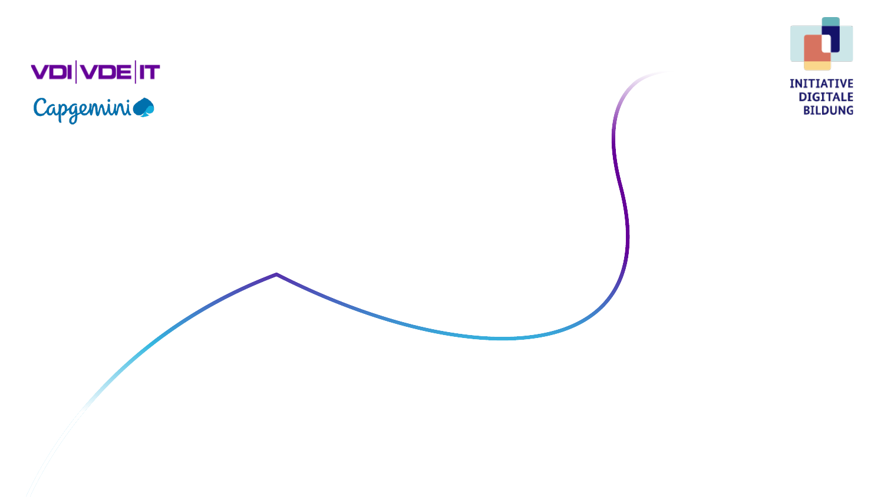VDI|VDE|IT

Capgemini

INITIATIVE DIGITALE BILDUNG